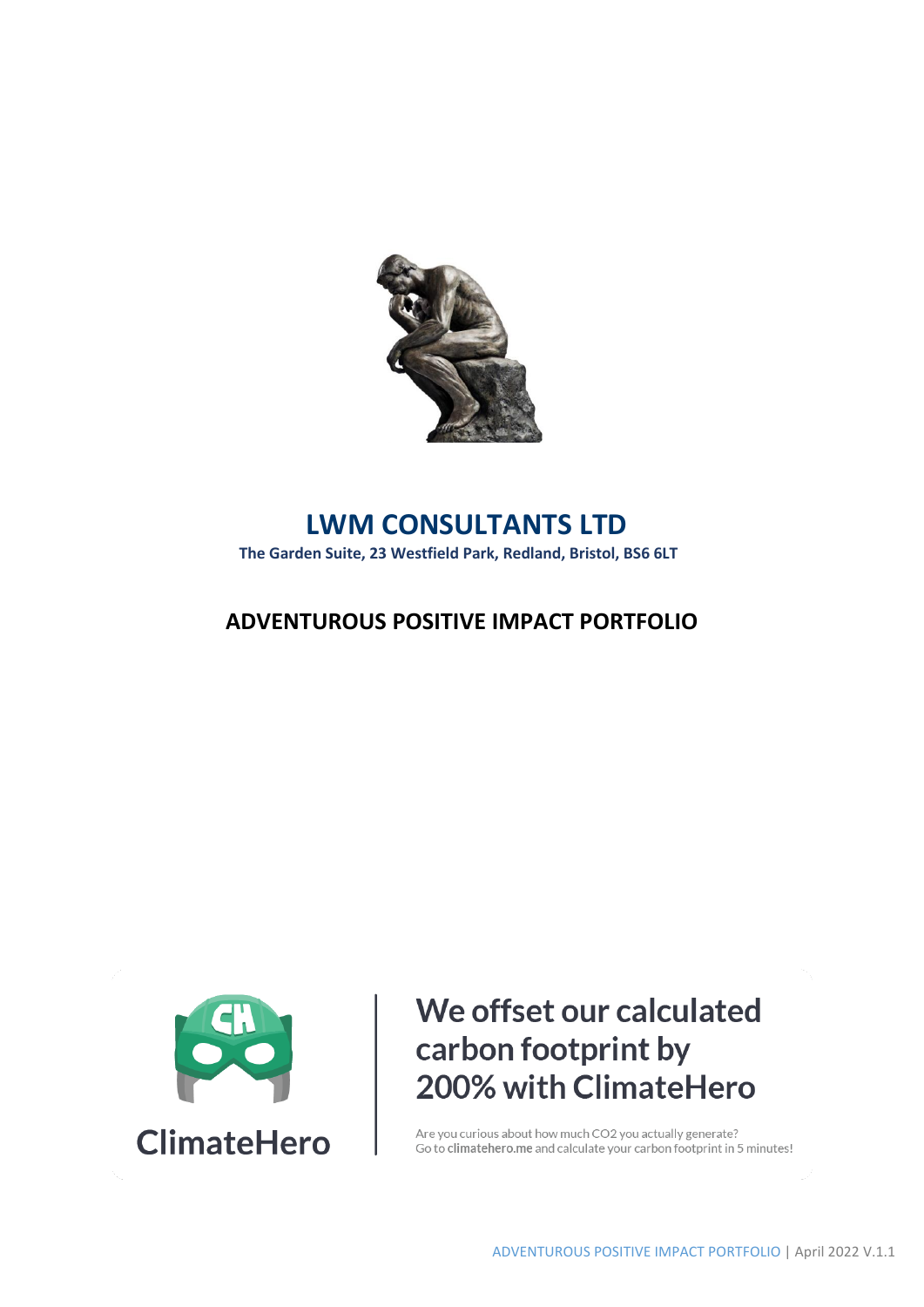# LWM CONSULTANTS LTD

**The Garden Suite, 23 Westfield Park, Redland, Bristol, BS6 6LT**

## ADVENTUROUS POSITIVE IMPACT PORTFOLIO

ClimateHero

**We offset our calculated carbon footprint by 200% with ClimateHero**

Are you curious about how much CO2 you actually generate?
Go to **climatehero.me** and calculate your carbon footprint in 5 minutes!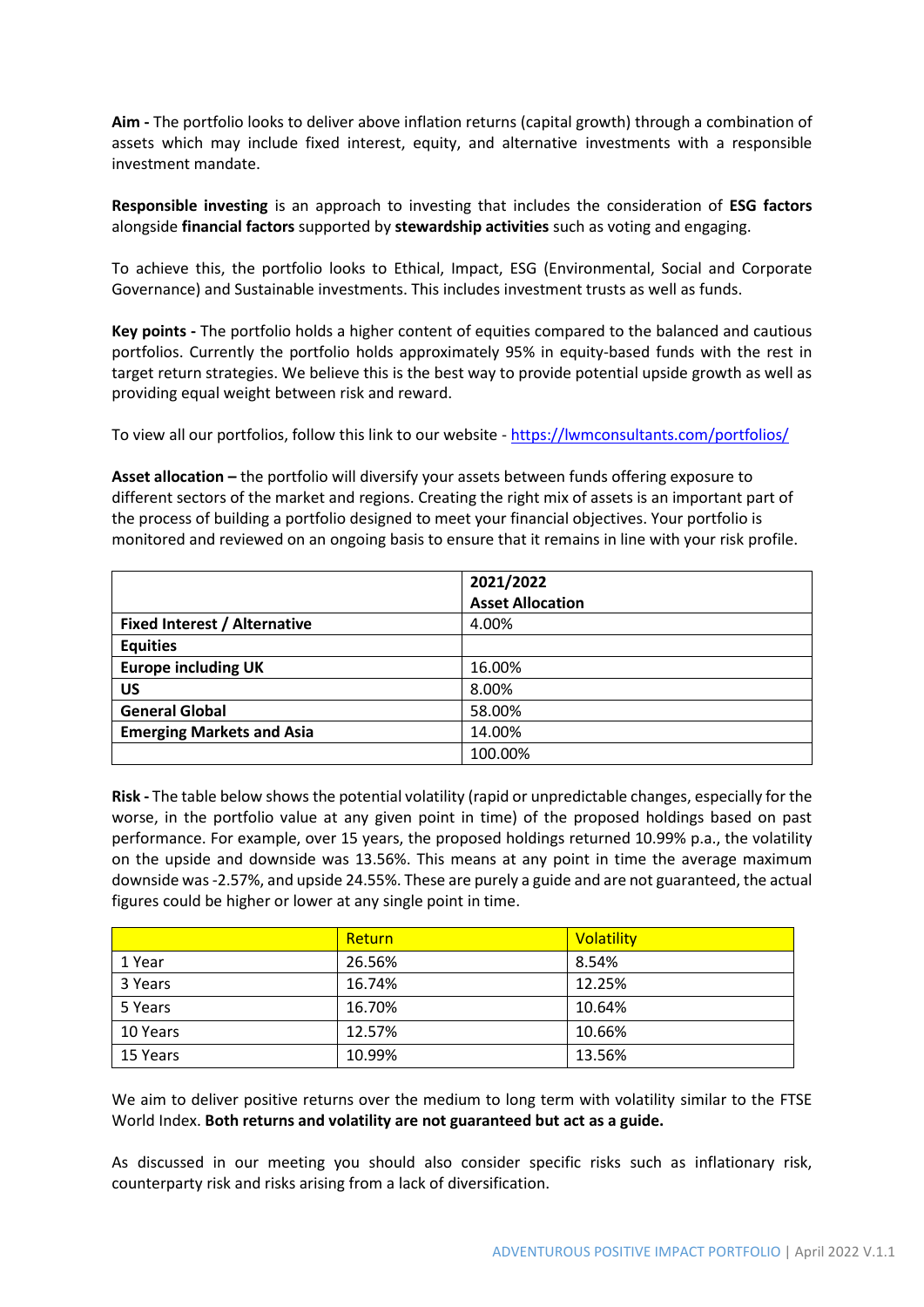**Aim -** The portfolio looks to deliver above inflation returns (capital growth) through a combination of assets which may include fixed interest, equity, and alternative investments with a responsible investment mandate.

**Responsible investing** is an approach to investing that includes the consideration of **ESG factors** alongside **financial factors** supported by **stewardship activities** such as voting and engaging.

To achieve this, the portfolio looks to Ethical, Impact, ESG (Environmental, Social and Corporate Governance) and Sustainable investments. This includes investment trusts as well as funds.

**Key points -** The portfolio holds a higher content of equities compared to the balanced and cautious portfolios. Currently the portfolio holds approximately 95% in equity-based funds with the rest in target return strategies. We believe this is the best way to provide potential upside growth as well as providing equal weight between risk and reward.

To view all our portfolios, follow this link to our website - https://lwmconsultants.com/portfolios/

**Asset allocation –** the portfolio will diversify your assets between funds offering exposure to different sectors of the market and regions. Creating the right mix of assets is an important part of the process of building a portfolio designed to meet your financial objectives. Your portfolio is monitored and reviewed on an ongoing basis to ensure that it remains in line with your risk profile.

| | **2021/2022 Asset Allocation** |
|---|---|
| **Fixed Interest / Alternative** | 4.00% |
| **Equities** | |
| **Europe including UK** | 16.00% |
| **US** | 8.00% |
| **General Global** | 58.00% |
| **Emerging Markets and Asia** | 14.00% |
| | 100.00% |

**Risk -** The table below shows the potential volatility (rapid or unpredictable changes, especially for the worse, in the portfolio value at any given point in time) of the proposed holdings based on past performance. For example, over 15 years, the proposed holdings returned 10.99% p.a., the volatility on the upside and downside was 13.56%. This means at any point in time the average maximum downside was -2.57%, and upside 24.55%. These are purely a guide and are not guaranteed, the actual figures could be higher or lower at any single point in time.

| | Return | Volatility |
|---|---|---|
| 1 Year | 26.56% | 8.54% |
| 3 Years | 16.74% | 12.25% |
| 5 Years | 16.70% | 10.64% |
| 10 Years | 12.57% | 10.66% |
| 15 Years | 10.99% | 13.56% |

We aim to deliver positive returns over the medium to long term with volatility similar to the FTSE World Index. **Both returns and volatility are not guaranteed but act as a guide.**

As discussed in our meeting you should also consider specific risks such as inflationary risk, counterparty risk and risks arising from a lack of diversification.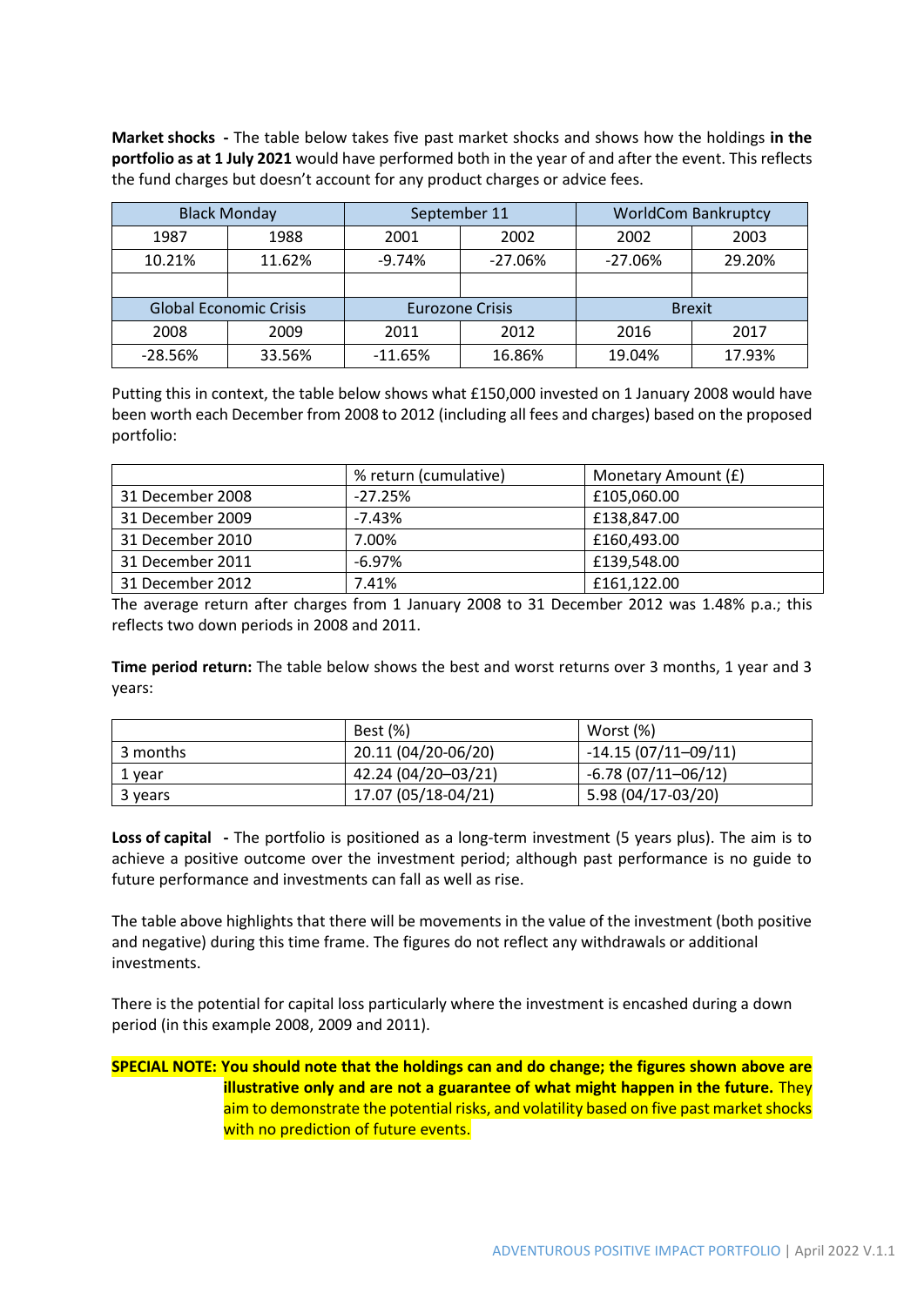**Market shocks -** The table below takes five past market shocks and shows how the holdings **in the portfolio as at 1 July 2021** would have performed both in the year of and after the event. This reflects the fund charges but doesn't account for any product charges or advice fees.

| Black Monday | | September 11 | | WorldCom Bankruptcy | |
|---|---|---|---|---|---|
| 1987 | 1988 | 2001 | 2002 | 2002 | 2003 |
| 10.21% | 11.62% | -9.74% | -27.06% | -27.06% | 29.20% |
| | | | | | |
| **Global Economic Crisis** | | **Eurozone Crisis** | | **Brexit** | |
| 2008 | 2009 | 2011 | 2012 | 2016 | 2017 |
| -28.56% | 33.56% | -11.65% | 16.86% | 19.04% | 17.93% |

Putting this in context, the table below shows what £150,000 invested on 1 January 2008 would have been worth each December from 2008 to 2012 (including all fees and charges) based on the proposed portfolio:

| | % return (cumulative) | Monetary Amount (£) |
|---|---|---|
| 31 December 2008 | -27.25% | £105,060.00 |
| 31 December 2009 | -7.43% | £138,847.00 |
| 31 December 2010 | 7.00% | £160,493.00 |
| 31 December 2011 | -6.97% | £139,548.00 |
| 31 December 2012 | 7.41% | £161,122.00 |

The average return after charges from 1 January 2008 to 31 December 2012 was 1.48% p.a.; this reflects two down periods in 2008 and 2011.

**Time period return:** The table below shows the best and worst returns over 3 months, 1 year and 3 years:

| | Best (%) | Worst (%) |
|---|---|---|
| 3 months | 20.11 (04/20-06/20) | -14.15 (07/11–09/11) |
| 1 year | 42.24 (04/20–03/21) | -6.78 (07/11–06/12) |
| 3 years | 17.07 (05/18-04/21) | 5.98 (04/17-03/20) |

**Loss of capital -** The portfolio is positioned as a long-term investment (5 years plus). The aim is to achieve a positive outcome over the investment period; although past performance is no guide to future performance and investments can fall as well as rise.

The table above highlights that there will be movements in the value of the investment (both positive and negative) during this time frame. The figures do not reflect any withdrawals or additional investments.

There is the potential for capital loss particularly where the investment is encashed during a down period (in this example 2008, 2009 and 2011).

**SPECIAL NOTE: You should note that the holdings can and do change; the figures shown above are illustrative only and are not a guarantee of what might happen in the future.** They aim to demonstrate the potential risks, and volatility based on five past market shocks with no prediction of future events.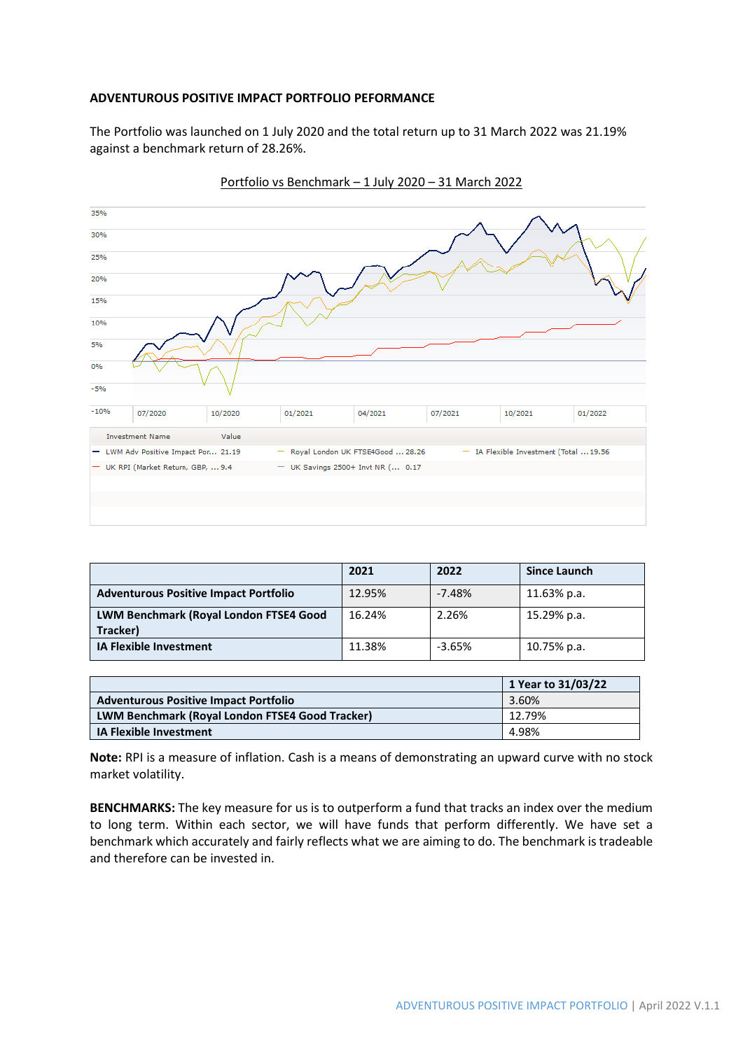**ADVENTUROUS POSITIVE IMPACT PORTFOLIO PEFORMANCE**

The Portfolio was launched on 1 July 2020 and the total return up to 31 March 2022 was 21.19% against a benchmark return of 28.26%.

Portfolio vs Benchmark – 1 July 2020 – 31 March 2022

| Investment Name | Value |
|---|---|
| LWM Adv Positive Impact Por... | 21.19 |
| Royal London UK FTSE4Good ... | 28.26 |
| IA Flexible Investment (Total ... | 19.56 |
| UK RPI (Market Return, GBP, ... | 9.4 |
| UK Savings 2500+ Invt NR (... | 0.17 |

| | 2021 | 2022 | Since Launch |
|---|---|---|---|
| **Adventurous Positive Impact Portfolio** | 12.95% | -7.48% | 11.63% p.a. |
| **LWM Benchmark (Royal London FTSE4 Good Tracker)** | 16.24% | 2.26% | 15.29% p.a. |
| **IA Flexible Investment** | 11.38% | -3.65% | 10.75% p.a. |

| | 1 Year to 31/03/22 |
|---|---|
| **Adventurous Positive Impact Portfolio** | 3.60% |
| **LWM Benchmark (Royal London FTSE4 Good Tracker)** | 12.79% |
| **IA Flexible Investment** | 4.98% |

**Note:** RPI is a measure of inflation. Cash is a means of demonstrating an upward curve with no stock market volatility.

**BENCHMARKS:** The key measure for us is to outperform a fund that tracks an index over the medium to long term. Within each sector, we will have funds that perform differently. We have set a benchmark which accurately and fairly reflects what we are aiming to do. The benchmark is tradeable and therefore can be invested in.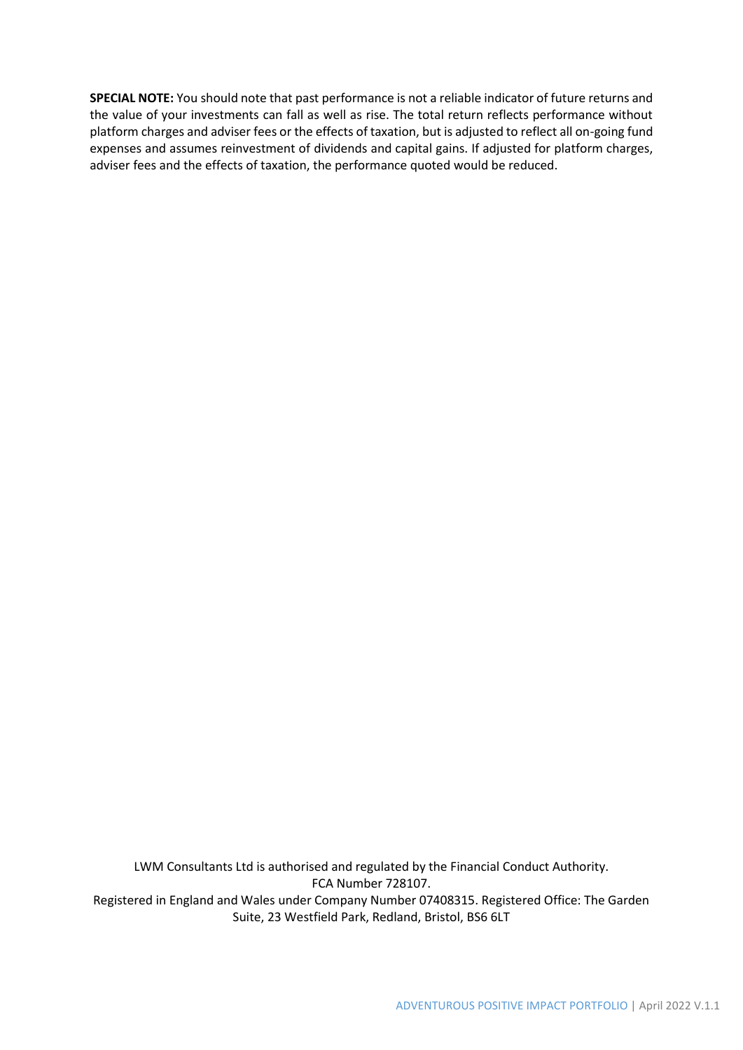**SPECIAL NOTE:** You should note that past performance is not a reliable indicator of future returns and the value of your investments can fall as well as rise. The total return reflects performance without platform charges and adviser fees or the effects of taxation, but is adjusted to reflect all on-going fund expenses and assumes reinvestment of dividends and capital gains. If adjusted for platform charges, adviser fees and the effects of taxation, the performance quoted would be reduced.

LWM Consultants Ltd is authorised and regulated by the Financial Conduct Authority.
FCA Number 728107.
Registered in England and Wales under Company Number 07408315. Registered Office: The Garden Suite, 23 Westfield Park, Redland, Bristol, BS6 6LT